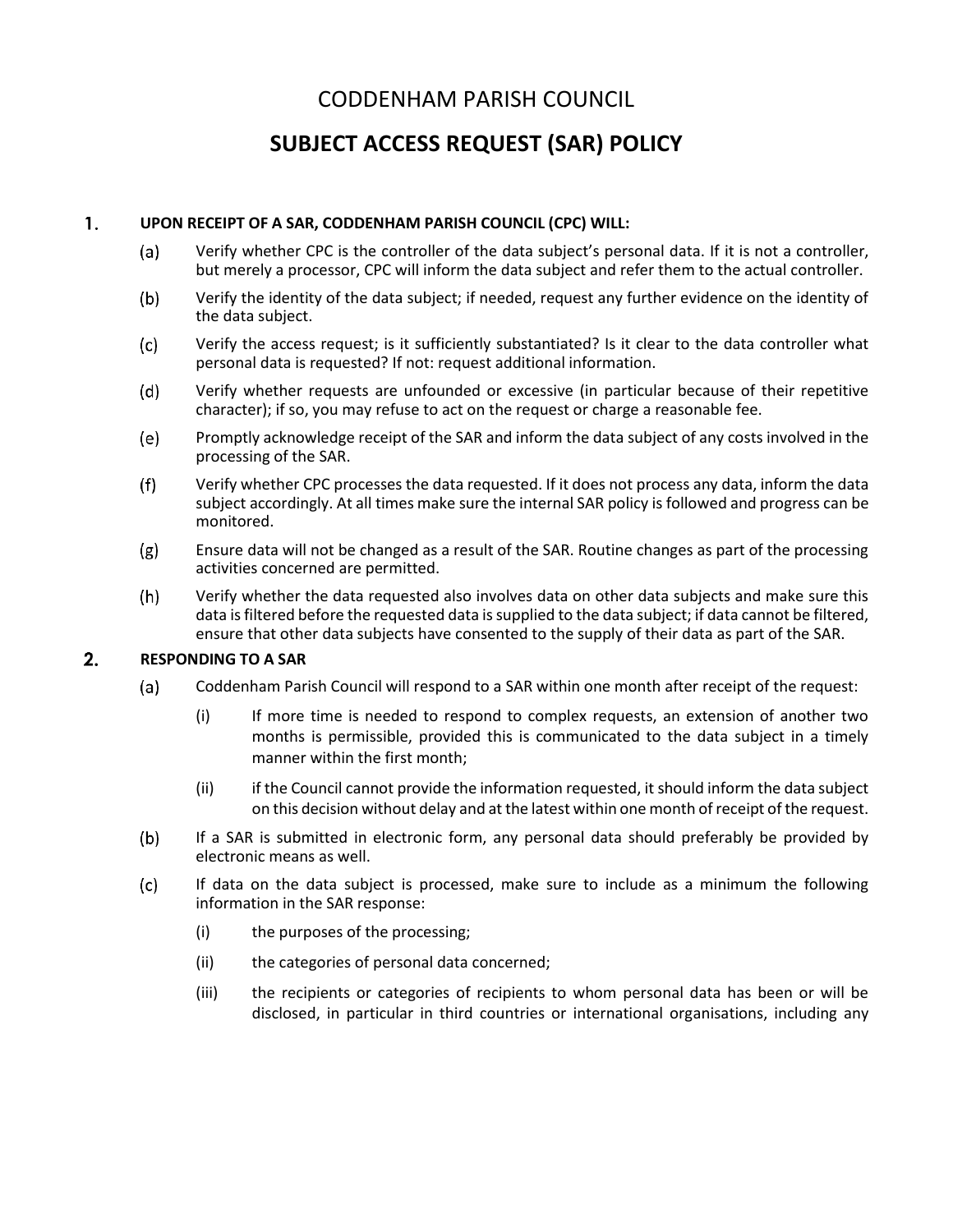# CODDENHAM PARISH COUNCIL

# SUBJECT ACCESS REQUEST (SAR) POLICY

## 1. UPON RECEIPT OF A SAR, CODDENHAM PARISH COUNCIL (CPC) WILL:

(a) Verify whether CPC is the controller of the data subject's personal data. If it is not a controller, but merely a processor, CPC will inform the data subject and refer them to the actual controller.

(b) Verify the identity of the data subject; if needed, request any further evidence on the identity of the data subject.

(c) Verify the access request; is it sufficiently substantiated? Is it clear to the data controller what personal data is requested? If not: request additional information.

(d) Verify whether requests are unfounded or excessive (in particular because of their repetitive character); if so, you may refuse to act on the request or charge a reasonable fee.

(e) Promptly acknowledge receipt of the SAR and inform the data subject of any costs involved in the processing of the SAR.

(f) Verify whether CPC processes the data requested. If it does not process any data, inform the data subject accordingly. At all times make sure the internal SAR policy is followed and progress can be monitored.

(g) Ensure data will not be changed as a result of the SAR. Routine changes as part of the processing activities concerned are permitted.

(h) Verify whether the data requested also involves data on other data subjects and make sure this data is filtered before the requested data is supplied to the data subject; if data cannot be filtered, ensure that other data subjects have consented to the supply of their data as part of the SAR.

## 2. RESPONDING TO A SAR

(a) Coddenham Parish Council will respond to a SAR within one month after receipt of the request:

   (i) If more time is needed to respond to complex requests, an extension of another two months is permissible, provided this is communicated to the data subject in a timely manner within the first month;

   (ii) if the Council cannot provide the information requested, it should inform the data subject on this decision without delay and at the latest within one month of receipt of the request.

(b) If a SAR is submitted in electronic form, any personal data should preferably be provided by electronic means as well.

(c) If data on the data subject is processed, make sure to include as a minimum the following information in the SAR response:

   (i) the purposes of the processing;

   (ii) the categories of personal data concerned;

   (iii) the recipients or categories of recipients to whom personal data has been or will be disclosed, in particular in third countries or international organisations, including any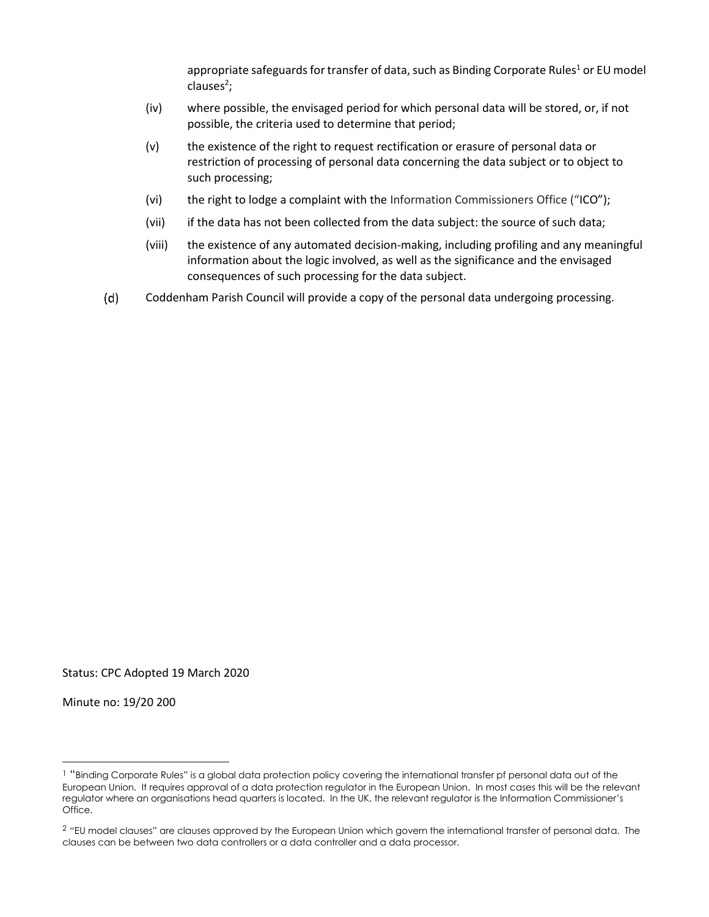appropriate safeguards for transfer of data, such as Binding Corporate Rules[1] or EU model clauses[2];

(iv) where possible, the envisaged period for which personal data will be stored, or, if not possible, the criteria used to determine that period;

(v) the existence of the right to request rectification or erasure of personal data or restriction of processing of personal data concerning the data subject or to object to such processing;

(vi) the right to lodge a complaint with the Information Commissioners Office ("ICO");

(vii) if the data has not been collected from the data subject: the source of such data;

(viii) the existence of any automated decision-making, including profiling and any meaningful information about the logic involved, as well as the significance and the envisaged consequences of such processing for the data subject.

(d) Coddenham Parish Council will provide a copy of the personal data undergoing processing.

Status: CPC Adopted 19 March 2020

Minute no: 19/20 200

---

[1] "Binding Corporate Rules" is a global data protection policy covering the international transfer pf personal data out of the European Union. It requires approval of a data protection regulator in the European Union. In most cases this will be the relevant regulator where an organisations head quarters is located. In the UK, the relevant regulator is the Information Commissioner's Office.

[2] "EU model clauses" are clauses approved by the European Union which govern the international transfer of personal data. The clauses can be between two data controllers or a data controller and a data processor.